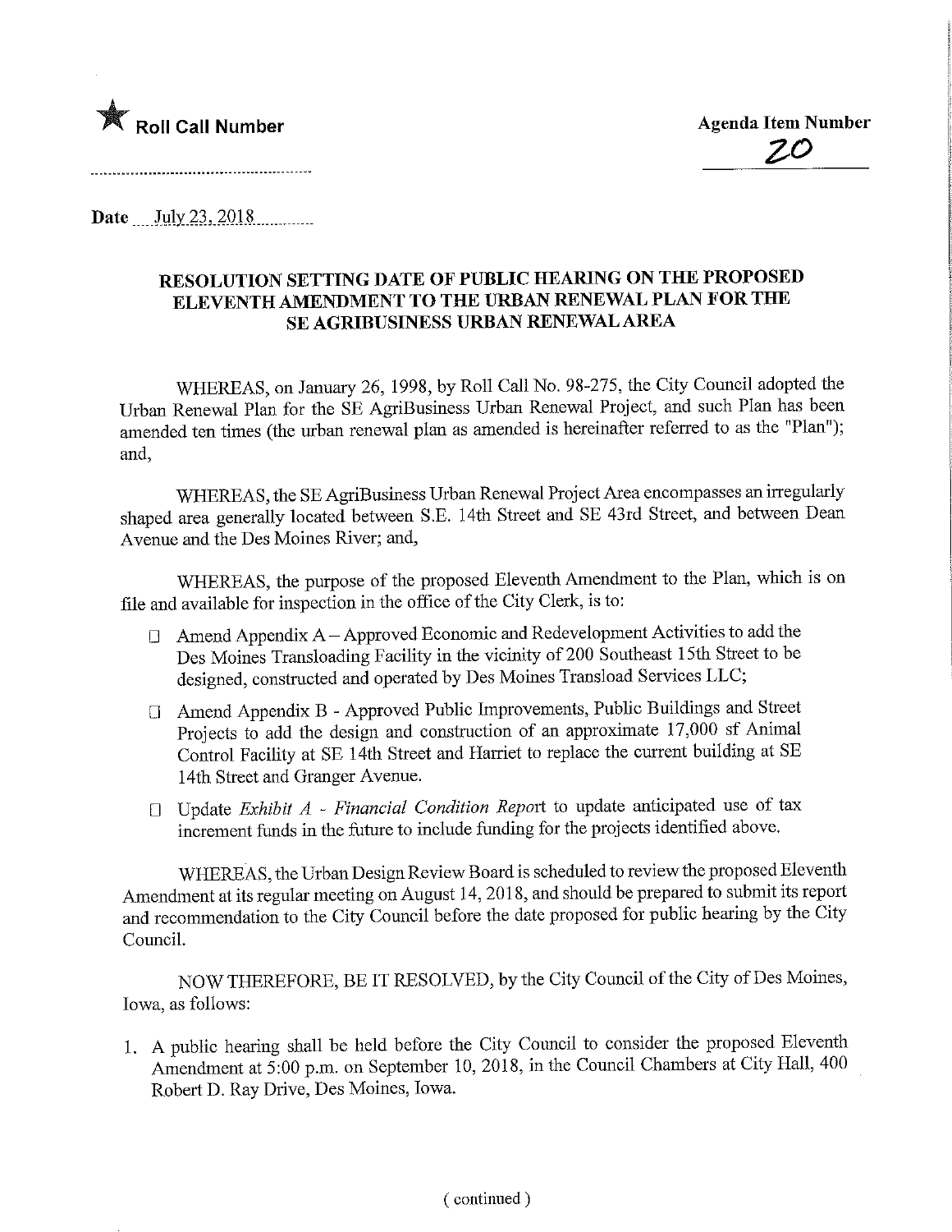★ **Roll Call Number**

**Agenda Item Number**

20

Date July 23, 2018

## RESOLUTION SETTING DATE OF PUBLIC HEARING ON THE PROPOSED ELEVENTH AMENDMENT TO THE URBAN RENEWAL PLAN FOR THE SE AGRIBUSINESS URBAN RENEWAL AREA

WHEREAS, on January 26, 1998, by Roll Call No. 98-275, the City Council adopted the Urban Renewal Plan for the SE AgriBusiness Urban Renewal Project, and such Plan has been amended ten times (the urban renewal plan as amended is hereinafter referred to as the "Plan"); and,

WHEREAS, the SE AgriBusiness Urban Renewal Project Area encompasses an irregularly shaped area generally located between S.E. 14th Street and SE 43rd Street, and between Dean Avenue and the Des Moines River; and,

WHEREAS, the purpose of the proposed Eleventh Amendment to the Plan, which is on file and available for inspection in the office of the City Clerk, is to:

- Amend Appendix A – Approved Economic and Redevelopment Activities to add the Des Moines Transloading Facility in the vicinity of 200 Southeast 15th Street to be designed, constructed and operated by Des Moines Transload Services LLC;
- Amend Appendix B - Approved Public Improvements, Public Buildings and Street Projects to add the design and construction of an approximate 17,000 sf Animal Control Facility at SE 14th Street and Harriet to replace the current building at SE 14th Street and Granger Avenue.
- Update *Exhibit A - Financial Condition Report* to update anticipated use of tax increment funds in the future to include funding for the projects identified above.

WHEREAS, the Urban Design Review Board is scheduled to review the proposed Eleventh Amendment at its regular meeting on August 14, 2018, and should be prepared to submit its report and recommendation to the City Council before the date proposed for public hearing by the City Council.

NOW THEREFORE, BE IT RESOLVED, by the City Council of the City of Des Moines, Iowa, as follows:

1. A public hearing shall be held before the City Council to consider the proposed Eleventh Amendment at 5:00 p.m. on September 10, 2018, in the Council Chambers at City Hall, 400 Robert D. Ray Drive, Des Moines, Iowa.

( continued )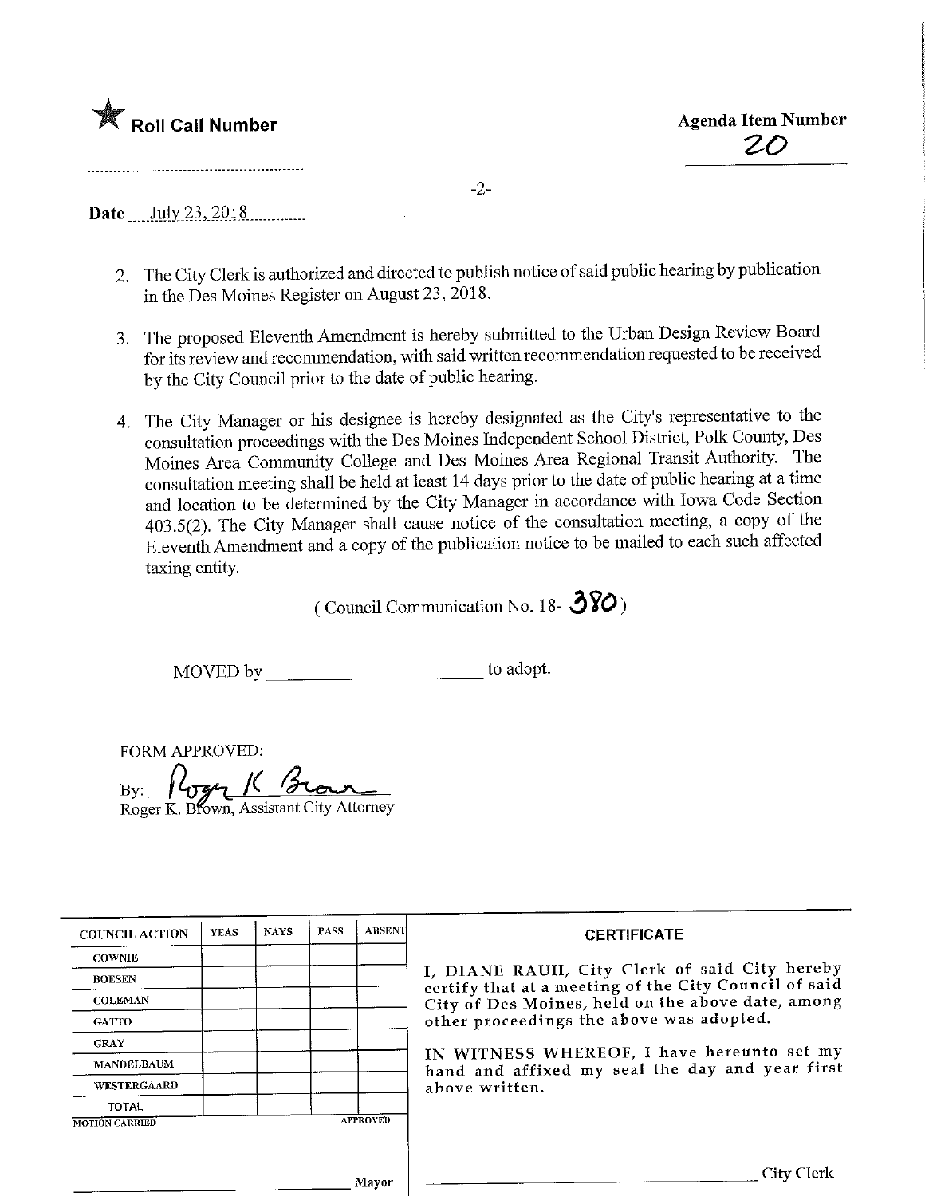★ **Roll Call Number**

**Agenda Item Number**
20

**Date** July 23, 2018

2. The City Clerk is authorized and directed to publish notice of said public hearing by publication in the Des Moines Register on August 23, 2018.

3. The proposed Eleventh Amendment is hereby submitted to the Urban Design Review Board for its review and recommendation, with said written recommendation requested to be received by the City Council prior to the date of public hearing.

4. The City Manager or his designee is hereby designated as the City's representative to the consultation proceedings with the Des Moines Independent School District, Polk County, Des Moines Area Community College and Des Moines Area Regional Transit Authority. The consultation meeting shall be held at least 14 days prior to the date of public hearing at a time and location to be determined by the City Manager in accordance with Iowa Code Section 403.5(2). The City Manager shall cause notice of the consultation meeting, a copy of the Eleventh Amendment and a copy of the publication notice to be mailed to each such affected taxing entity.

( Council Communication No. 18- 380 )

MOVED by ______________________ to adopt.

FORM APPROVED:

By: Roger K Brown
Roger K. Brown, Assistant City Attorney

| COUNCIL ACTION | YEAS | NAYS | PASS | ABSENT |
|---|---|---|---|---|
| COWNIE | | | | |
| BOESEN | | | | |
| COLEMAN | | | | |
| GATTO | | | | |
| GRAY | | | | |
| MANDELBAUM | | | | |
| WESTERGAARD | | | | |
| TOTAL | | | | |
| MOTION CARRIED | | | | APPROVED |

______________________ Mayor

**CERTIFICATE**

I, DIANE RAUH, City Clerk of said City hereby certify that at a meeting of the City Council of said City of Des Moines, held on the above date, among other proceedings the above was adopted.

IN WITNESS WHEREOF, I have hereunto set my hand and affixed my seal the day and year first above written.

______________________ City Clerk